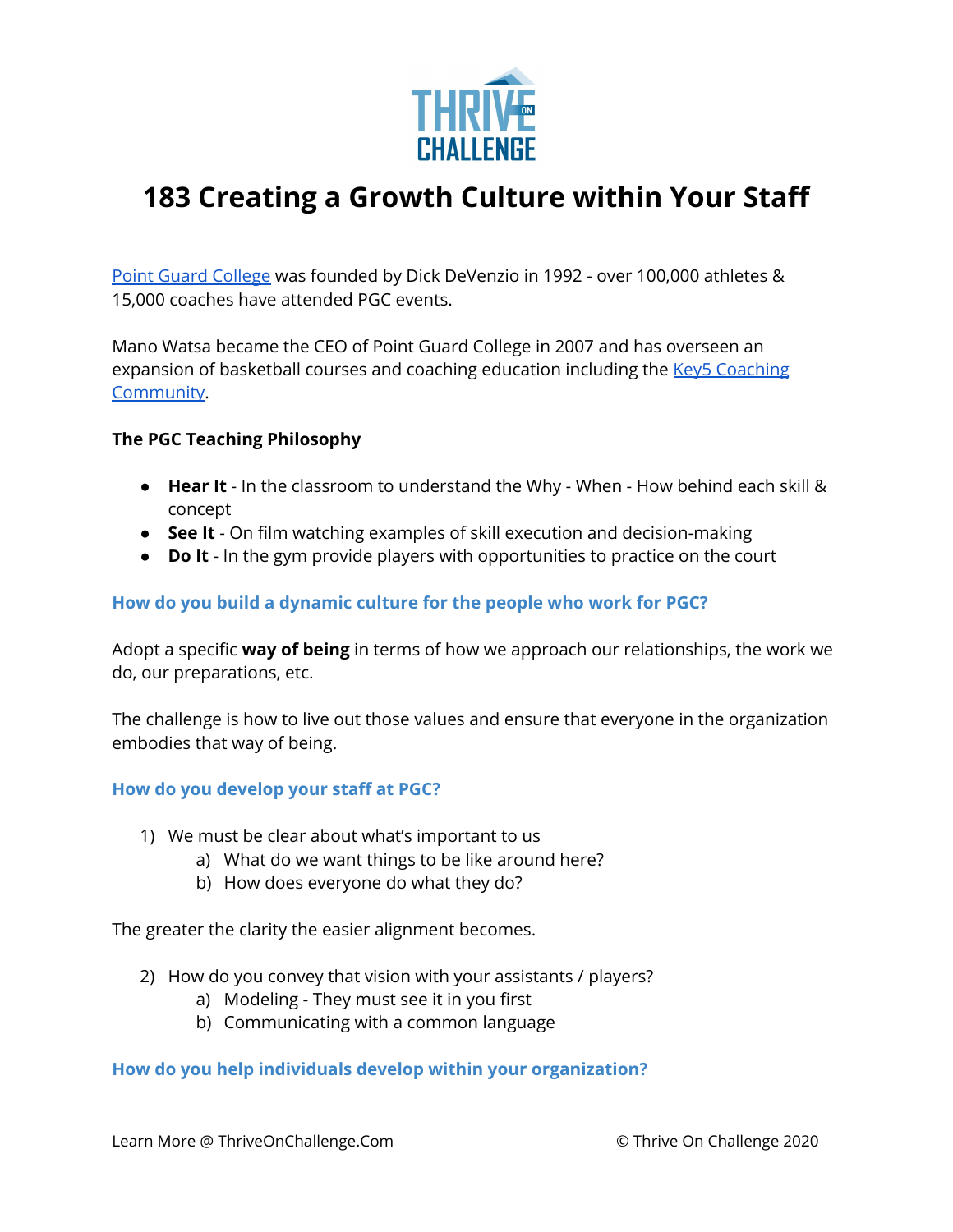# 183 Creating a Growth Culture within Your Staff

[Point Guard College](#) was founded by Dick DeVenzio in 1992 - over 100,000 athletes & 15,000 coaches have attended PGC events.

Mano Watsa became the CEO of Point Guard College in 2007 and has overseen an expansion of basketball courses and coaching education including the [Key5 Coaching Community](#).

**The PGC Teaching Philosophy**

- **Hear It** - In the classroom to understand the Why - When - How behind each skill & concept
- **See It** - On film watching examples of skill execution and decision-making
- **Do It** - In the gym provide players with opportunities to practice on the court

### How do you build a dynamic culture for the people who work for PGC?

Adopt a specific **way of being** in terms of how we approach our relationships, the work we do, our preparations, etc.

The challenge is how to live out those values and ensure that everyone in the organization embodies that way of being.

### How do you develop your staff at PGC?

1) We must be clear about what's important to us
   a) What do we want things to be like around here?
   b) How does everyone do what they do?

The greater the clarity the easier alignment becomes.

2) How do you convey that vision with your assistants / players?
   a) Modeling - They must see it in you first
   b) Communicating with a common language

### How do you help individuals develop within your organization?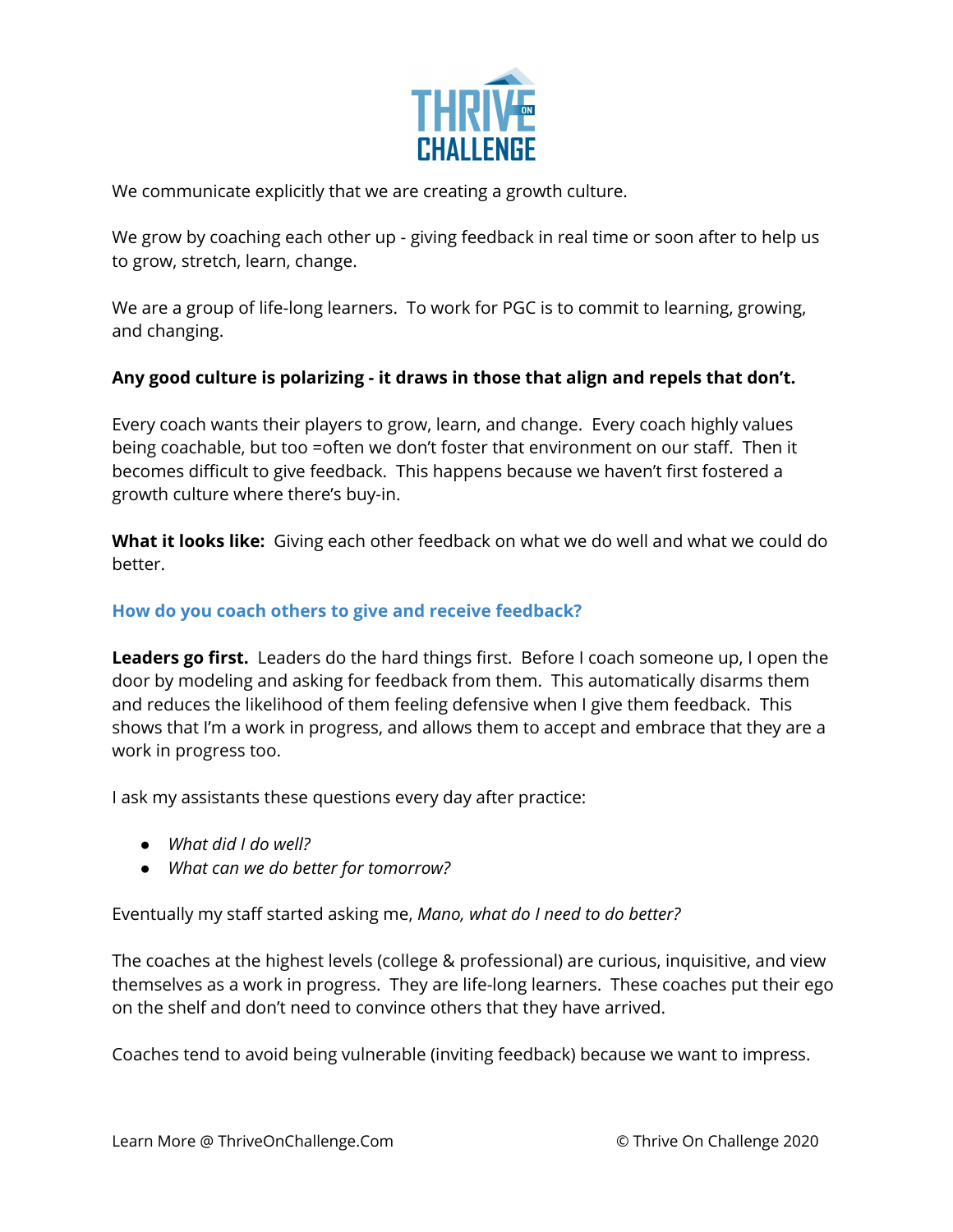We communicate explicitly that we are creating a growth culture.

We grow by coaching each other up - giving feedback in real time or soon after to help us to grow, stretch, learn, change.

We are a group of life-long learners. To work for PGC is to commit to learning, growing, and changing.

**Any good culture is polarizing - it draws in those that align and repels that don't.**

Every coach wants their players to grow, learn, and change. Every coach highly values being coachable, but too =often we don't foster that environment on our staff. Then it becomes difficult to give feedback. This happens because we haven't first fostered a growth culture where there's buy-in.

**What it looks like:** Giving each other feedback on what we do well and what we could do better.

### How do you coach others to give and receive feedback?

**Leaders go first.** Leaders do the hard things first. Before I coach someone up, I open the door by modeling and asking for feedback from them. This automatically disarms them and reduces the likelihood of them feeling defensive when I give them feedback. This shows that I'm a work in progress, and allows them to accept and embrace that they are a work in progress too.

I ask my assistants these questions every day after practice:

- *What did I do well?*
- *What can we do better for tomorrow?*

Eventually my staff started asking me, *Mano, what do I need to do better?*

The coaches at the highest levels (college & professional) are curious, inquisitive, and view themselves as a work in progress. They are life-long learners. These coaches put their ego on the shelf and don't need to convince others that they have arrived.

Coaches tend to avoid being vulnerable (inviting feedback) because we want to impress.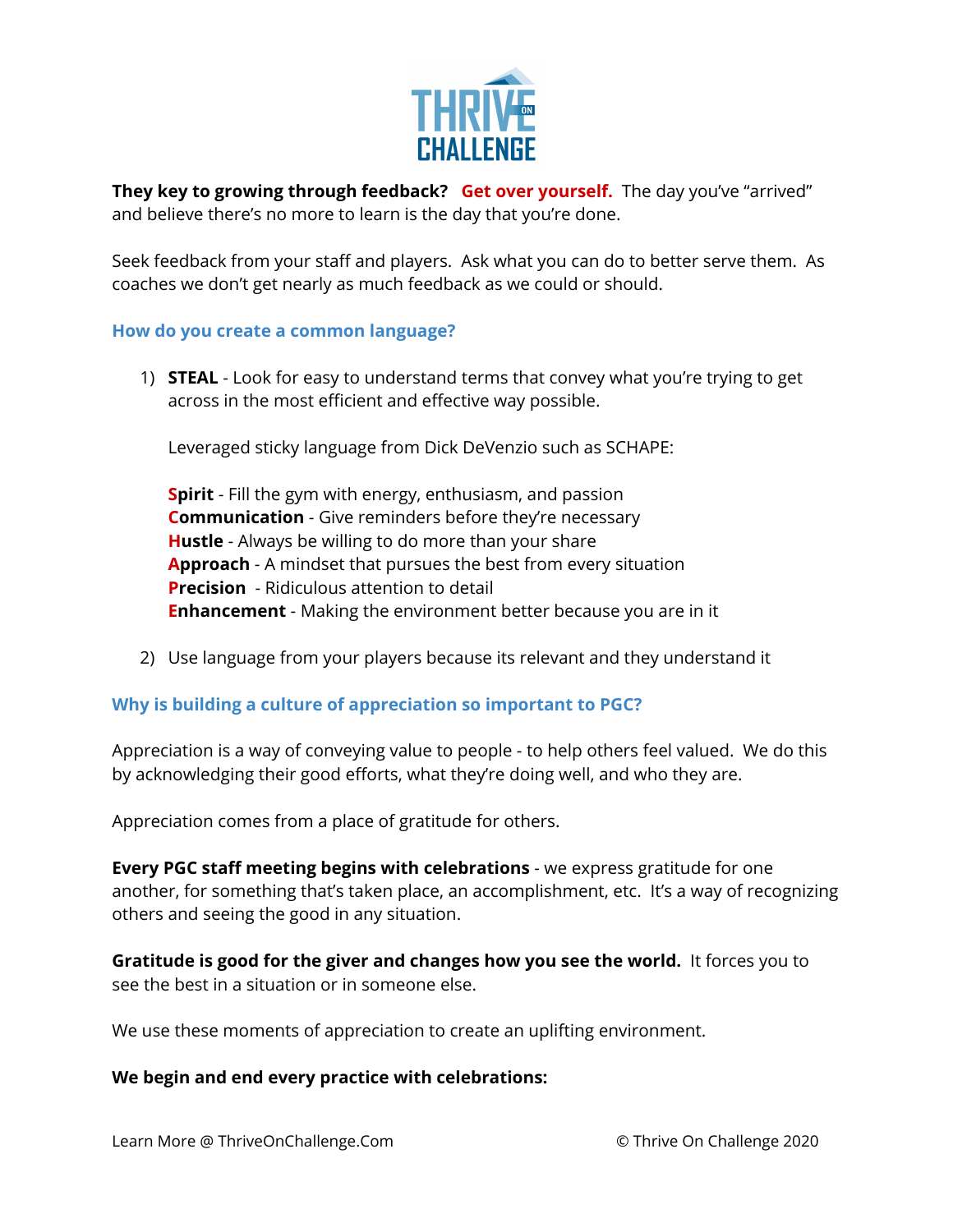**They key to growing through feedback? Get over yourself.** The day you've "arrived" and believe there's no more to learn is the day that you're done.

Seek feedback from your staff and players. Ask what you can do to better serve them. As coaches we don't get nearly as much feedback as we could or should.

### How do you create a common language?

1) **STEAL** - Look for easy to understand terms that convey what you're trying to get across in the most efficient and effective way possible.

   Leveraged sticky language from Dick DeVenzio such as SCHAPE:

   **Spirit** - Fill the gym with energy, enthusiasm, and passion
   **Communication** - Give reminders before they're necessary
   **Hustle** - Always be willing to do more than your share
   **Approach** - A mindset that pursues the best from every situation
   **Precision** - Ridiculous attention to detail
   **Enhancement** - Making the environment better because you are in it

2) Use language from your players because its relevant and they understand it

### Why is building a culture of appreciation so important to PGC?

Appreciation is a way of conveying value to people - to help others feel valued. We do this by acknowledging their good efforts, what they're doing well, and who they are.

Appreciation comes from a place of gratitude for others.

**Every PGC staff meeting begins with celebrations** - we express gratitude for one another, for something that's taken place, an accomplishment, etc. It's a way of recognizing others and seeing the good in any situation.

**Gratitude is good for the giver and changes how you see the world.** It forces you to see the best in a situation or in someone else.

We use these moments of appreciation to create an uplifting environment.

**We begin and end every practice with celebrations:**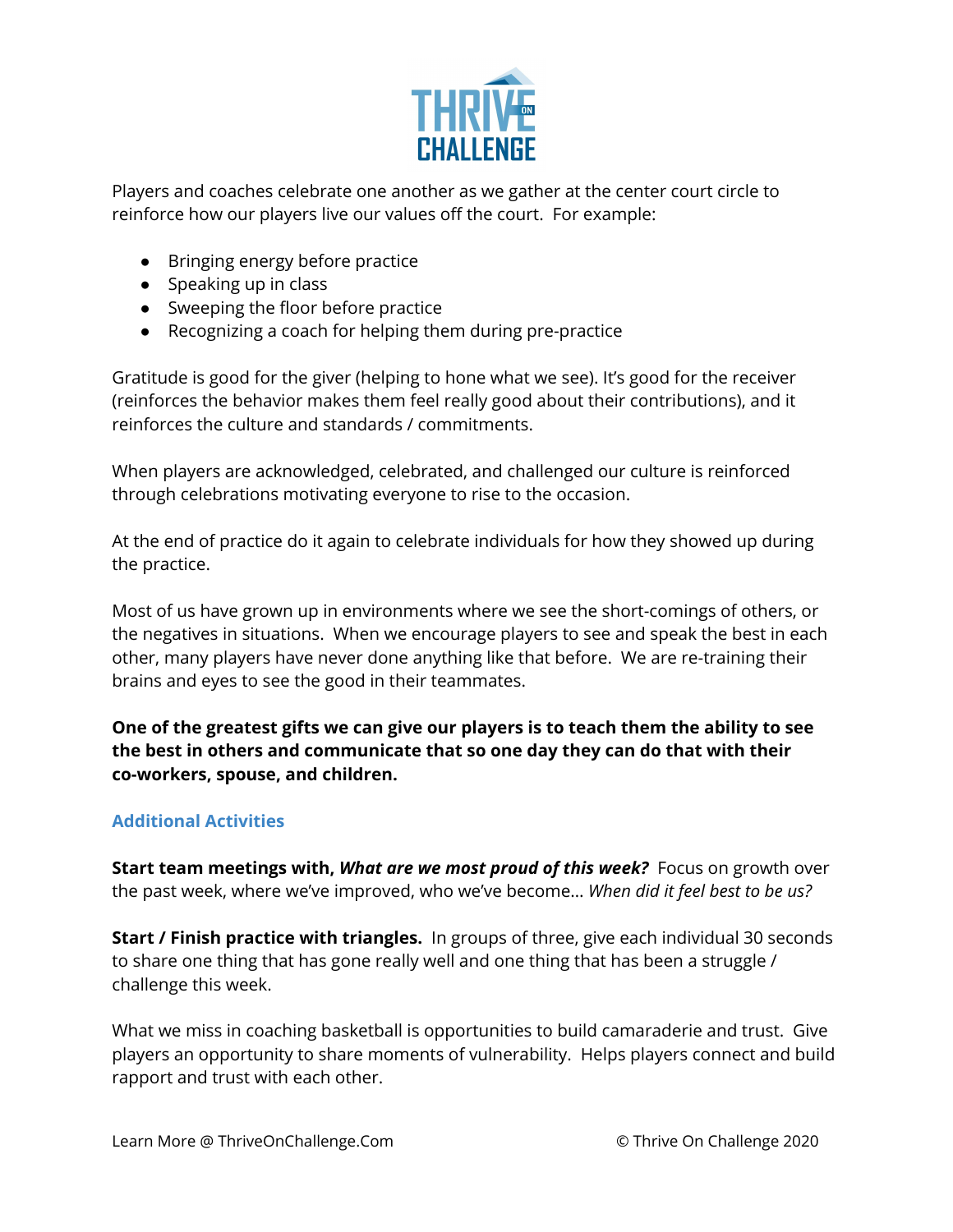Players and coaches celebrate one another as we gather at the center court circle to reinforce how our players live our values off the court. For example:

- Bringing energy before practice
- Speaking up in class
- Sweeping the floor before practice
- Recognizing a coach for helping them during pre-practice

Gratitude is good for the giver (helping to hone what we see). It's good for the receiver (reinforces the behavior makes them feel really good about their contributions), and it reinforces the culture and standards / commitments.

When players are acknowledged, celebrated, and challenged our culture is reinforced through celebrations motivating everyone to rise to the occasion.

At the end of practice do it again to celebrate individuals for how they showed up during the practice.

Most of us have grown up in environments where we see the short-comings of others, or the negatives in situations. When we encourage players to see and speak the best in each other, many players have never done anything like that before. We are re-training their brains and eyes to see the good in their teammates.

**One of the greatest gifts we can give our players is to teach them the ability to see the best in others and communicate that so one day they can do that with their co-workers, spouse, and children.**

### Additional Activities

**Start team meetings with, *What are we most proud of this week?*** Focus on growth over the past week, where we've improved, who we've become… *When did it feel best to be us?*

**Start / Finish practice with triangles.** In groups of three, give each individual 30 seconds to share one thing that has gone really well and one thing that has been a struggle / challenge this week.

What we miss in coaching basketball is opportunities to build camaraderie and trust. Give players an opportunity to share moments of vulnerability. Helps players connect and build rapport and trust with each other.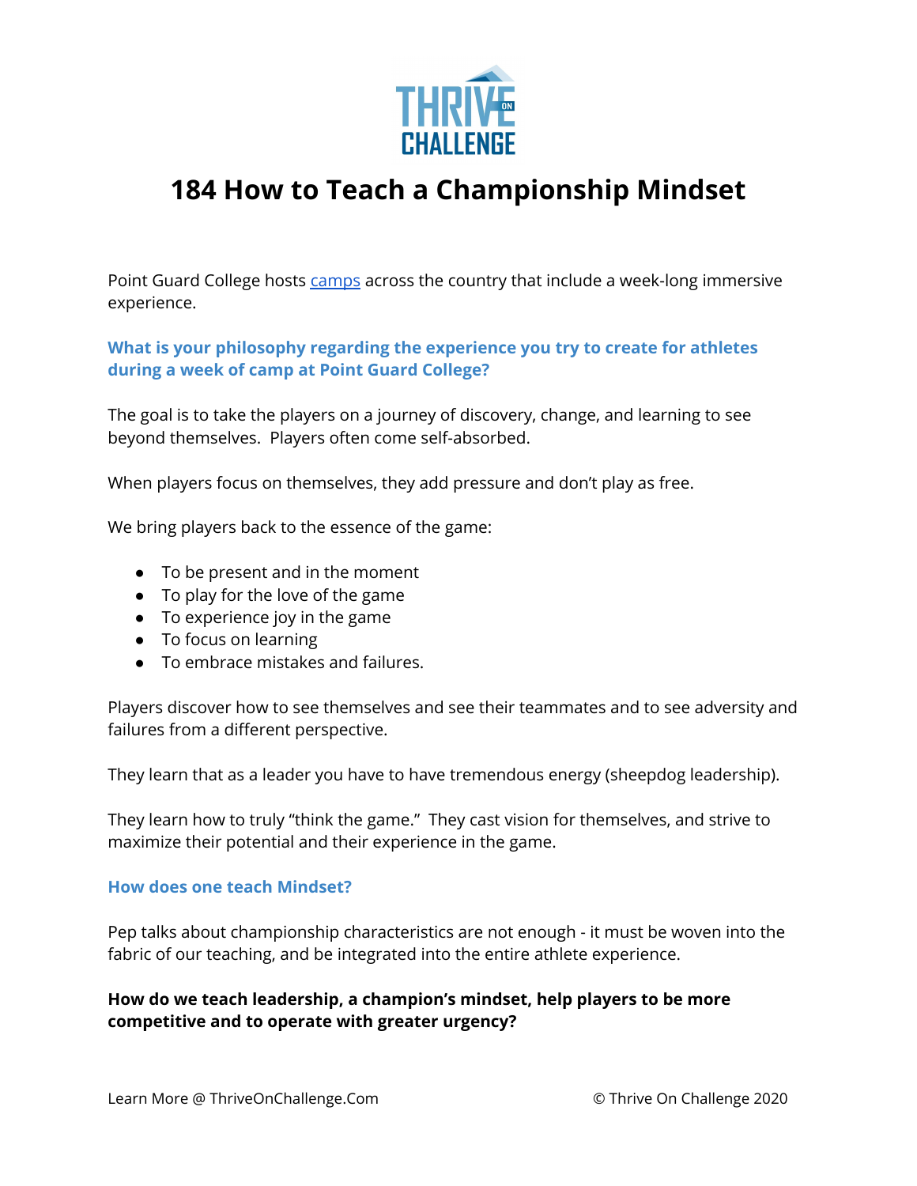# 184 How to Teach a Championship Mindset

Point Guard College hosts camps across the country that include a week-long immersive experience.

### What is your philosophy regarding the experience you try to create for athletes during a week of camp at Point Guard College?

The goal is to take the players on a journey of discovery, change, and learning to see beyond themselves. Players often come self-absorbed.

When players focus on themselves, they add pressure and don't play as free.

We bring players back to the essence of the game:

- To be present and in the moment
- To play for the love of the game
- To experience joy in the game
- To focus on learning
- To embrace mistakes and failures.

Players discover how to see themselves and see their teammates and to see adversity and failures from a different perspective.

They learn that as a leader you have to have tremendous energy (sheepdog leadership).

They learn how to truly "think the game." They cast vision for themselves, and strive to maximize their potential and their experience in the game.

### How does one teach Mindset?

Pep talks about championship characteristics are not enough - it must be woven into the fabric of our teaching, and be integrated into the entire athlete experience.

**How do we teach leadership, a champion's mindset, help players to be more competitive and to operate with greater urgency?**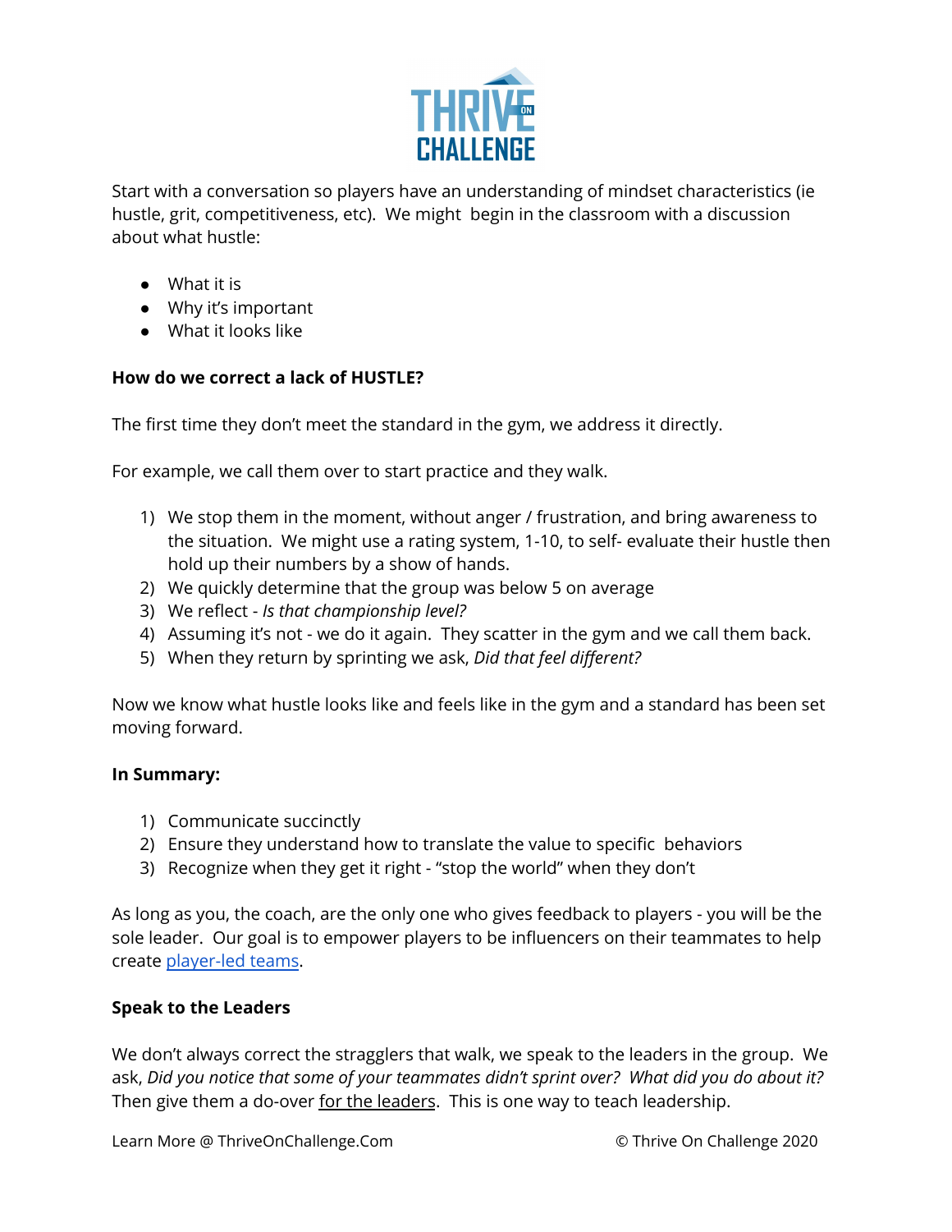Start with a conversation so players have an understanding of mindset characteristics (ie hustle, grit, competitiveness, etc). We might begin in the classroom with a discussion about what hustle:

- What it is
- Why it's important
- What it looks like

**How do we correct a lack of HUSTLE?**

The first time they don't meet the standard in the gym, we address it directly.

For example, we call them over to start practice and they walk.

1) We stop them in the moment, without anger / frustration, and bring awareness to the situation. We might use a rating system, 1-10, to self- evaluate their hustle then hold up their numbers by a show of hands.
2) We quickly determine that the group was below 5 on average
3) We reflect - *Is that championship level?*
4) Assuming it's not - we do it again. They scatter in the gym and we call them back.
5) When they return by sprinting we ask, *Did that feel different?*

Now we know what hustle looks like and feels like in the gym and a standard has been set moving forward.

**In Summary:**

1) Communicate succinctly
2) Ensure they understand how to translate the value to specific behaviors
3) Recognize when they get it right - "stop the world" when they don't

As long as you, the coach, are the only one who gives feedback to players - you will be the sole leader. Our goal is to empower players to be influencers on their teammates to help create player-led teams.

**Speak to the Leaders**

We don't always correct the stragglers that walk, we speak to the leaders in the group. We ask, *Did you notice that some of your teammates didn't sprint over? What did you do about it?* Then give them a do-over for the leaders. This is one way to teach leadership.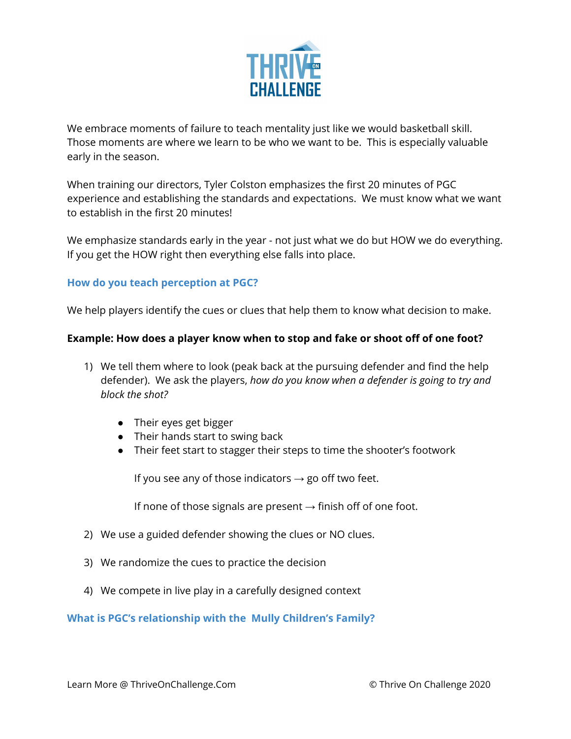We embrace moments of failure to teach mentality just like we would basketball skill. Those moments are where we learn to be who we want to be. This is especially valuable early in the season.

When training our directors, Tyler Colston emphasizes the first 20 minutes of PGC experience and establishing the standards and expectations. We must know what we want to establish in the first 20 minutes!

We emphasize standards early in the year - not just what we do but HOW we do everything. If you get the HOW right then everything else falls into place.

### How do you teach perception at PGC?

We help players identify the cues or clues that help them to know what decision to make.

**Example: How does a player know when to stop and fake or shoot off of one foot?**

1) We tell them where to look (peak back at the pursuing defender and find the help defender). We ask the players, *how do you know when a defender is going to try and block the shot?*

    - Their eyes get bigger
    - Their hands start to swing back
    - Their feet start to stagger their steps to time the shooter's footwork

    If you see any of those indicators → go off two feet.

    If none of those signals are present → finish off of one foot.

2) We use a guided defender showing the clues or NO clues.

3) We randomize the cues to practice the decision

4) We compete in live play in a carefully designed context

### What is PGC's relationship with the Mully Children's Family?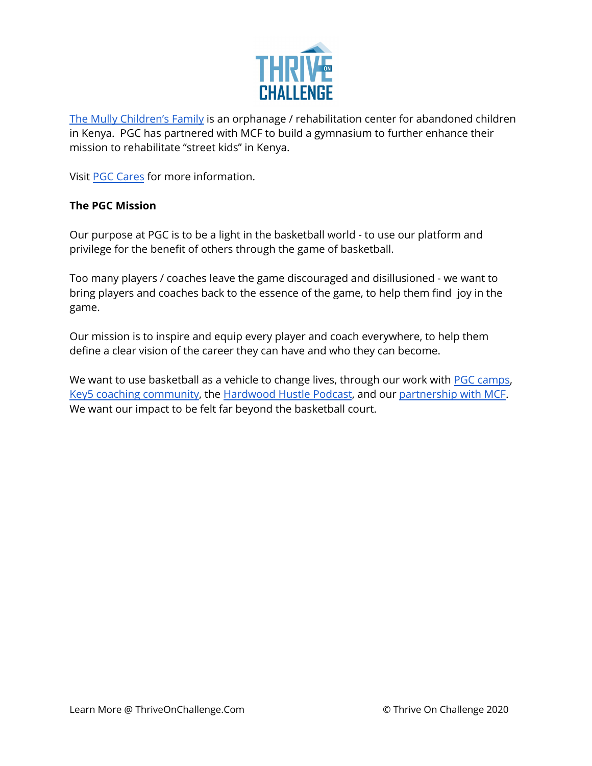The Mully Children's Family is an orphanage / rehabilitation center for abandoned children in Kenya. PGC has partnered with MCF to build a gymnasium to further enhance their mission to rehabilitate "street kids" in Kenya.

Visit PGC Cares for more information.

**The PGC Mission**

Our purpose at PGC is to be a light in the basketball world - to use our platform and privilege for the benefit of others through the game of basketball.

Too many players / coaches leave the game discouraged and disillusioned - we want to bring players and coaches back to the essence of the game, to help them find joy in the game.

Our mission is to inspire and equip every player and coach everywhere, to help them define a clear vision of the career they can have and who they can become.

We want to use basketball as a vehicle to change lives, through our work with PGC camps, Key5 coaching community, the Hardwood Hustle Podcast, and our partnership with MCF. We want our impact to be felt far beyond the basketball court.